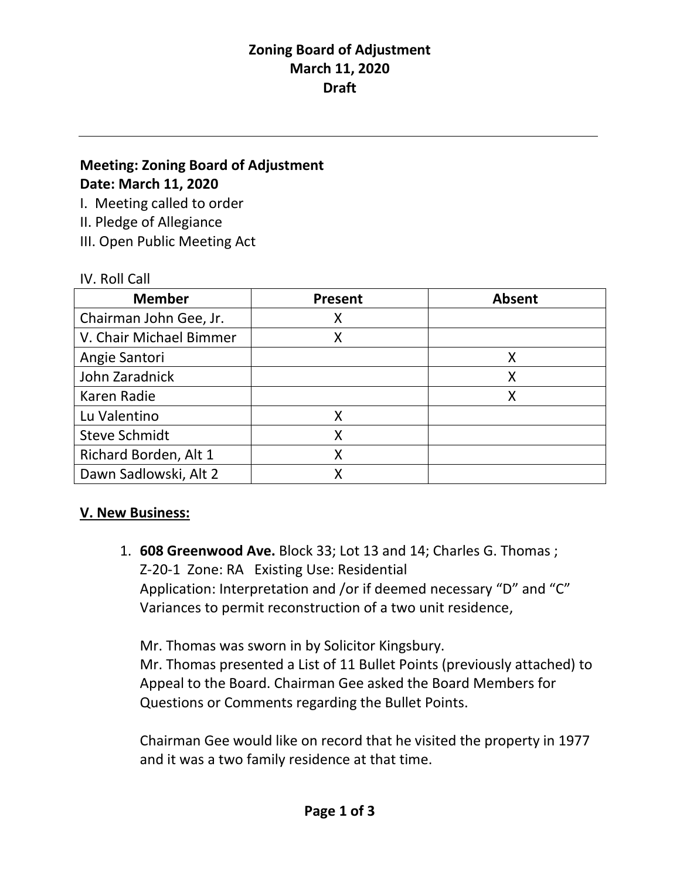# Zoning Board of Adjustment
## March 11, 2020
## Draft

---

**Meeting: Zoning Board of Adjustment**
**Date: March 11, 2020**

I. Meeting called to order
II. Pledge of Allegiance
III. Open Public Meeting Act

IV. Roll Call

| Member | Present | Absent |
|---|---|---|
| Chairman John Gee, Jr. | X | |
| V. Chair Michael Bimmer | X | |
| Angie Santori | | X |
| John Zaradnick | | X |
| Karen Radie | | X |
| Lu Valentino | X | |
| Steve Schmidt | X | |
| Richard Borden, Alt 1 | X | |
| Dawn Sadlowski, Alt 2 | X | |

**<u>V. New Business:</u>**

1. **608 Greenwood Ave.** Block 33; Lot 13 and 14; Charles G. Thomas ;
   Z-20-1 Zone: RA Existing Use: Residential
   Application: Interpretation and /or if deemed necessary "D" and "C" Variances to permit reconstruction of a two unit residence,

   Mr. Thomas was sworn in by Solicitor Kingsbury.
   Mr. Thomas presented a List of 11 Bullet Points (previously attached) to Appeal to the Board. Chairman Gee asked the Board Members for Questions or Comments regarding the Bullet Points.

   Chairman Gee would like on record that he visited the property in 1977 and it was a two family residence at that time.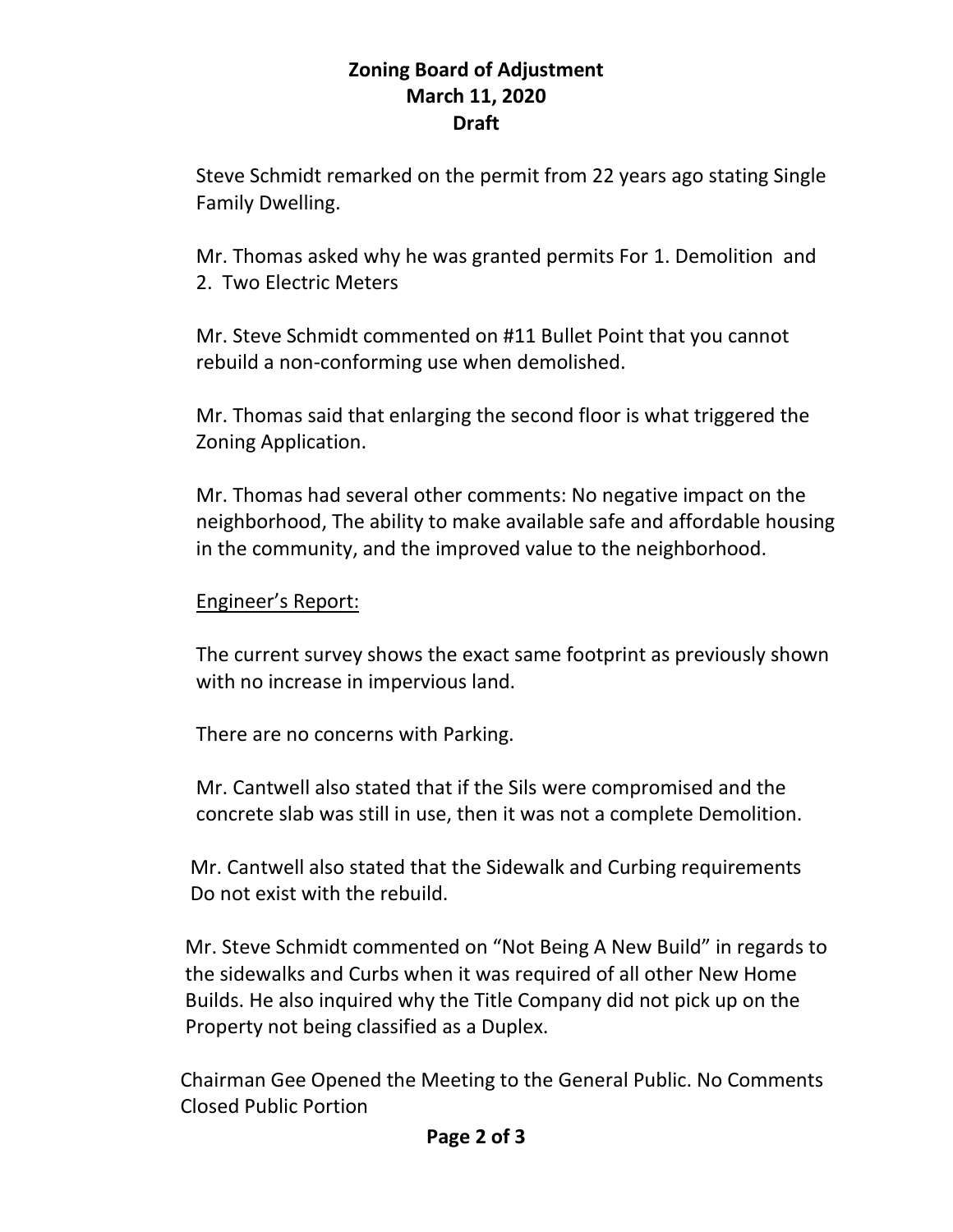**Zoning Board of Adjustment**
**March 11, 2020**
**Draft**

Steve Schmidt remarked on the permit from 22 years ago stating Single Family Dwelling.

Mr. Thomas asked why he was granted permits For 1. Demolition and 2. Two Electric Meters

Mr. Steve Schmidt commented on #11 Bullet Point that you cannot rebuild a non-conforming use when demolished.

Mr. Thomas said that enlarging the second floor is what triggered the Zoning Application.

Mr. Thomas had several other comments: No negative impact on the neighborhood, The ability to make available safe and affordable housing in the community, and the improved value to the neighborhood.

Engineer's Report:

The current survey shows the exact same footprint as previously shown with no increase in impervious land.

There are no concerns with Parking.

Mr. Cantwell also stated that if the Sils were compromised and the concrete slab was still in use, then it was not a complete Demolition.

Mr. Cantwell also stated that the Sidewalk and Curbing requirements Do not exist with the rebuild.

Mr. Steve Schmidt commented on "Not Being A New Build" in regards to the sidewalks and Curbs when it was required of all other New Home Builds. He also inquired why the Title Company did not pick up on the Property not being classified as a Duplex.

Chairman Gee Opened the Meeting to the General Public. No Comments Closed Public Portion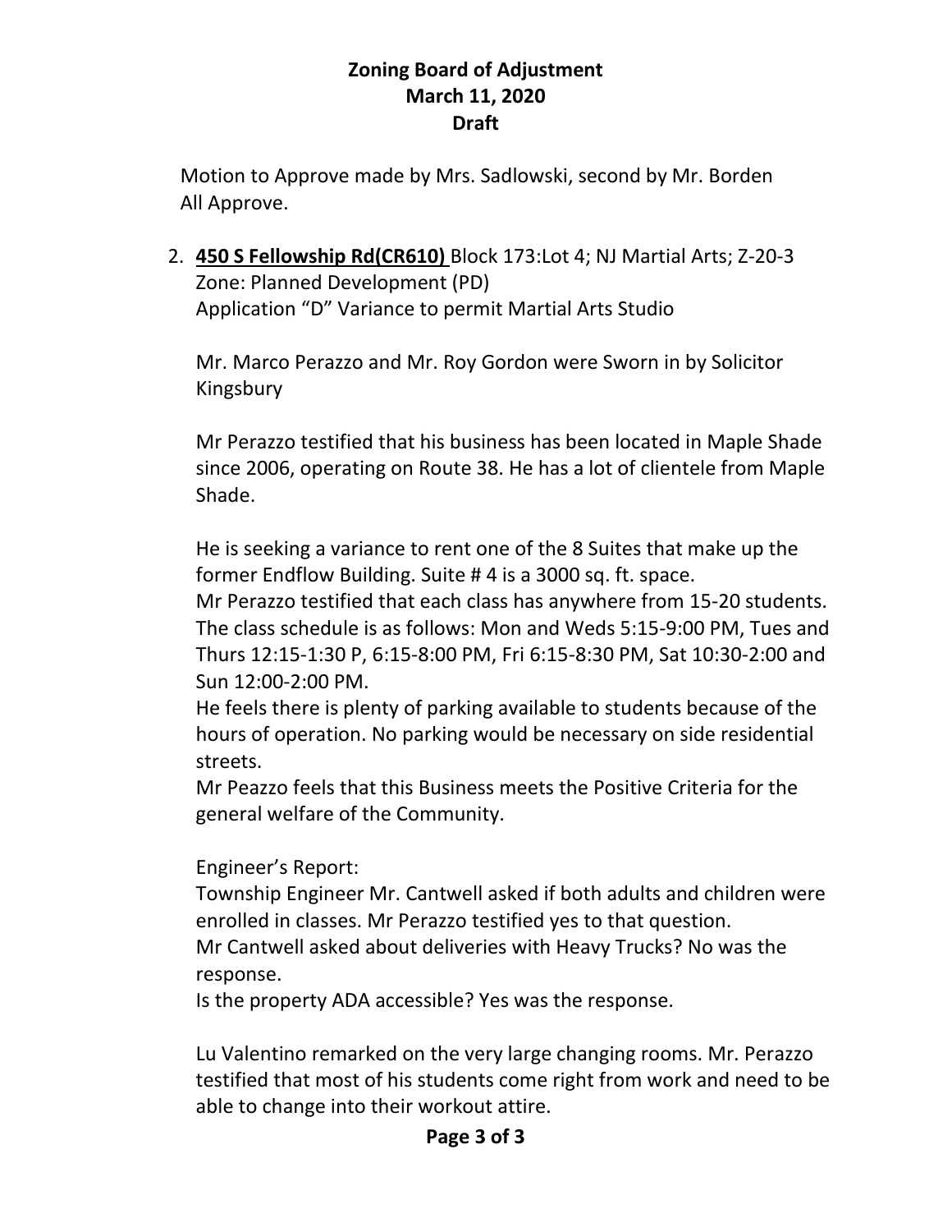**Zoning Board of Adjustment**
**March 11, 2020**
**Draft**

Motion to Approve made by Mrs. Sadlowski, second by Mr. Borden
All Approve.

2. **450 S Fellowship Rd(CR610)** Block 173:Lot 4; NJ Martial Arts; Z-20-3
   Zone: Planned Development (PD)
   Application "D" Variance to permit Martial Arts Studio

   Mr. Marco Perazzo and Mr. Roy Gordon were Sworn in by Solicitor Kingsbury

   Mr Perazzo testified that his business has been located in Maple Shade since 2006, operating on Route 38. He has a lot of clientele from Maple Shade.

   He is seeking a variance to rent one of the 8 Suites that make up the former Endflow Building. Suite # 4 is a 3000 sq. ft. space.
   Mr Perazzo testified that each class has anywhere from 15-20 students. The class schedule is as follows: Mon and Weds 5:15-9:00 PM, Tues and Thurs 12:15-1:30 P, 6:15-8:00 PM, Fri 6:15-8:30 PM, Sat 10:30-2:00 and Sun 12:00-2:00 PM.
   He feels there is plenty of parking available to students because of the hours of operation. No parking would be necessary on side residential streets.
   Mr Peazzo feels that this Business meets the Positive Criteria for the general welfare of the Community.

   Engineer's Report:
   Township Engineer Mr. Cantwell asked if both adults and children were enrolled in classes. Mr Perazzo testified yes to that question.
   Mr Cantwell asked about deliveries with Heavy Trucks? No was the response.
   Is the property ADA accessible? Yes was the response.

   Lu Valentino remarked on the very large changing rooms. Mr. Perazzo testified that most of his students come right from work and need to be able to change into their workout attire.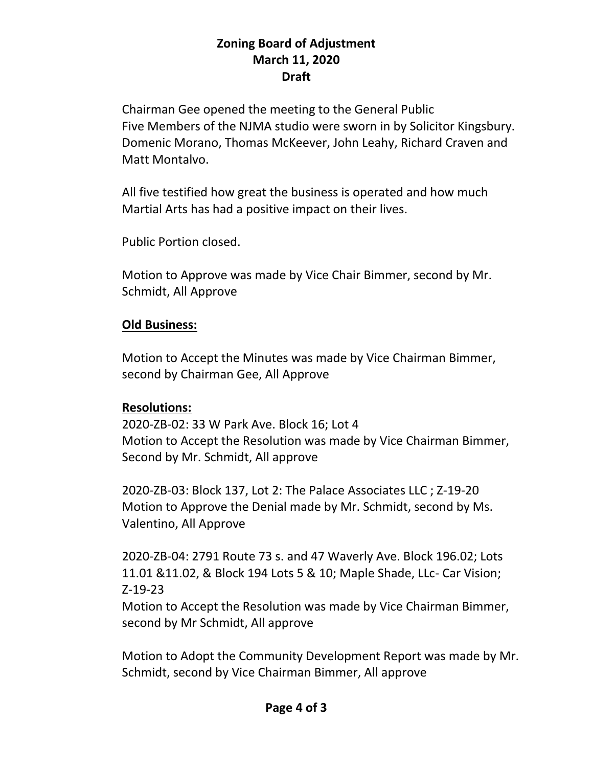**Zoning Board of Adjustment**
**March 11, 2020**
**Draft**

Chairman Gee opened the meeting to the General Public
Five Members of the NJMA studio were sworn in by Solicitor Kingsbury. Domenic Morano, Thomas McKeever, John Leahy, Richard Craven and Matt Montalvo.

All five testified how great the business is operated and how much Martial Arts has had a positive impact on their lives.

Public Portion closed.

Motion to Approve was made by Vice Chair Bimmer, second by Mr. Schmidt, All Approve

**Old Business:**

Motion to Accept the Minutes was made by Vice Chairman Bimmer, second by Chairman Gee, All Approve

**Resolutions:**

2020-ZB-02: 33 W Park Ave. Block 16; Lot 4
Motion to Accept the Resolution was made by Vice Chairman Bimmer, Second by Mr. Schmidt, All approve

2020-ZB-03: Block 137, Lot 2: The Palace Associates LLC ; Z-19-20
Motion to Approve the Denial made by Mr. Schmidt, second by Ms. Valentino, All Approve

2020-ZB-04: 2791 Route 73 s. and 47 Waverly Ave. Block 196.02; Lots 11.01 &11.02, & Block 194 Lots 5 & 10; Maple Shade, LLc- Car Vision; Z-19-23
Motion to Accept the Resolution was made by Vice Chairman Bimmer, second by Mr Schmidt, All approve

Motion to Adopt the Community Development Report was made by Mr. Schmidt, second by Vice Chairman Bimmer, All approve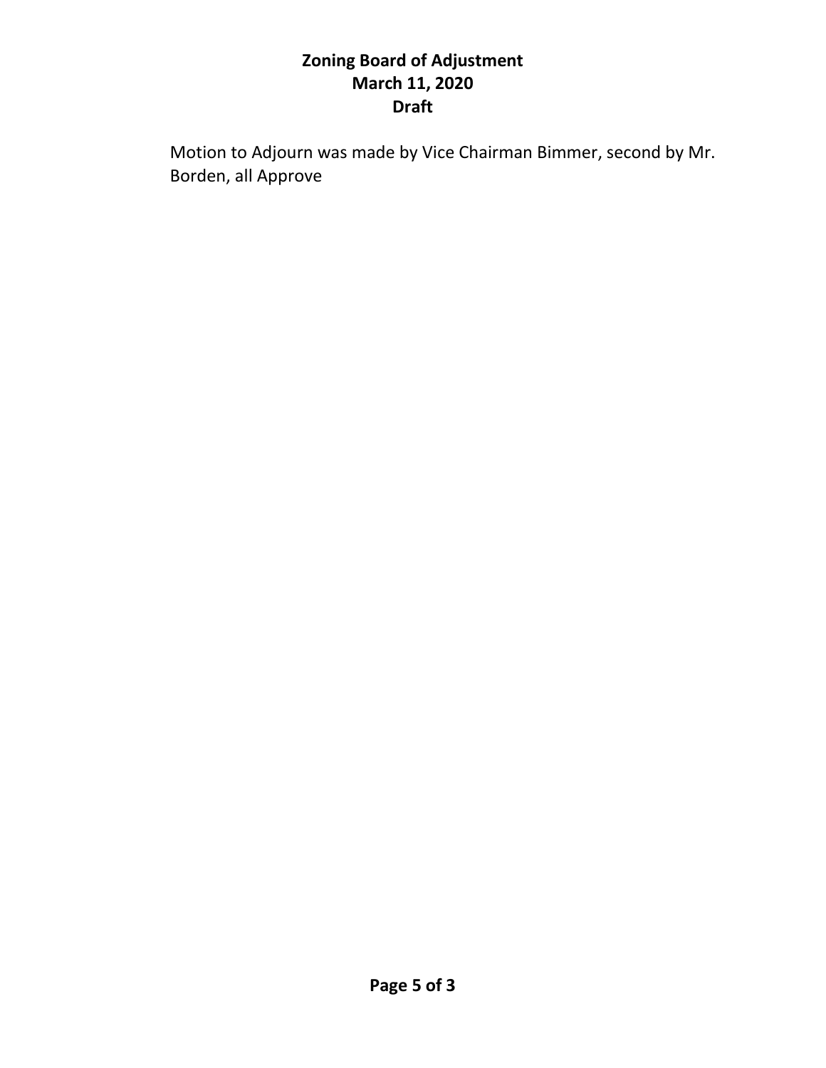Motion to Adjourn was made by Vice Chairman Bimmer, second by Mr. Borden, all Approve